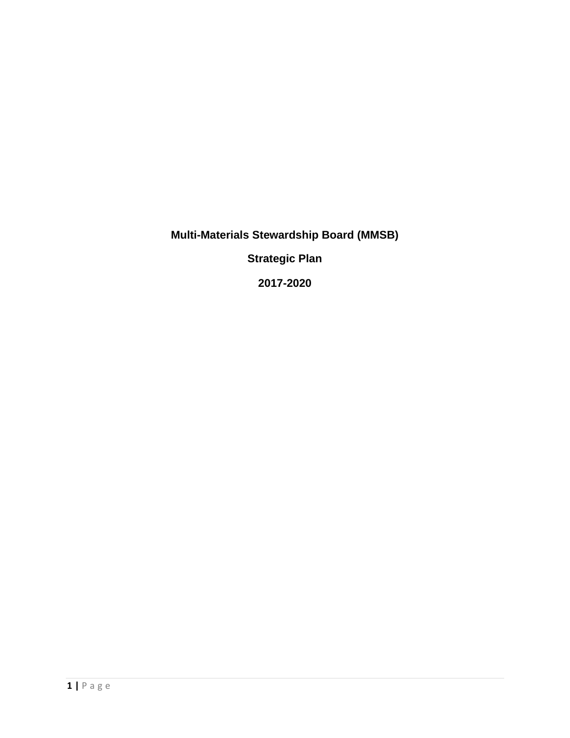# Multi-Materials Stewardship Board (MMSB)

## Strategic Plan

## 2017-2020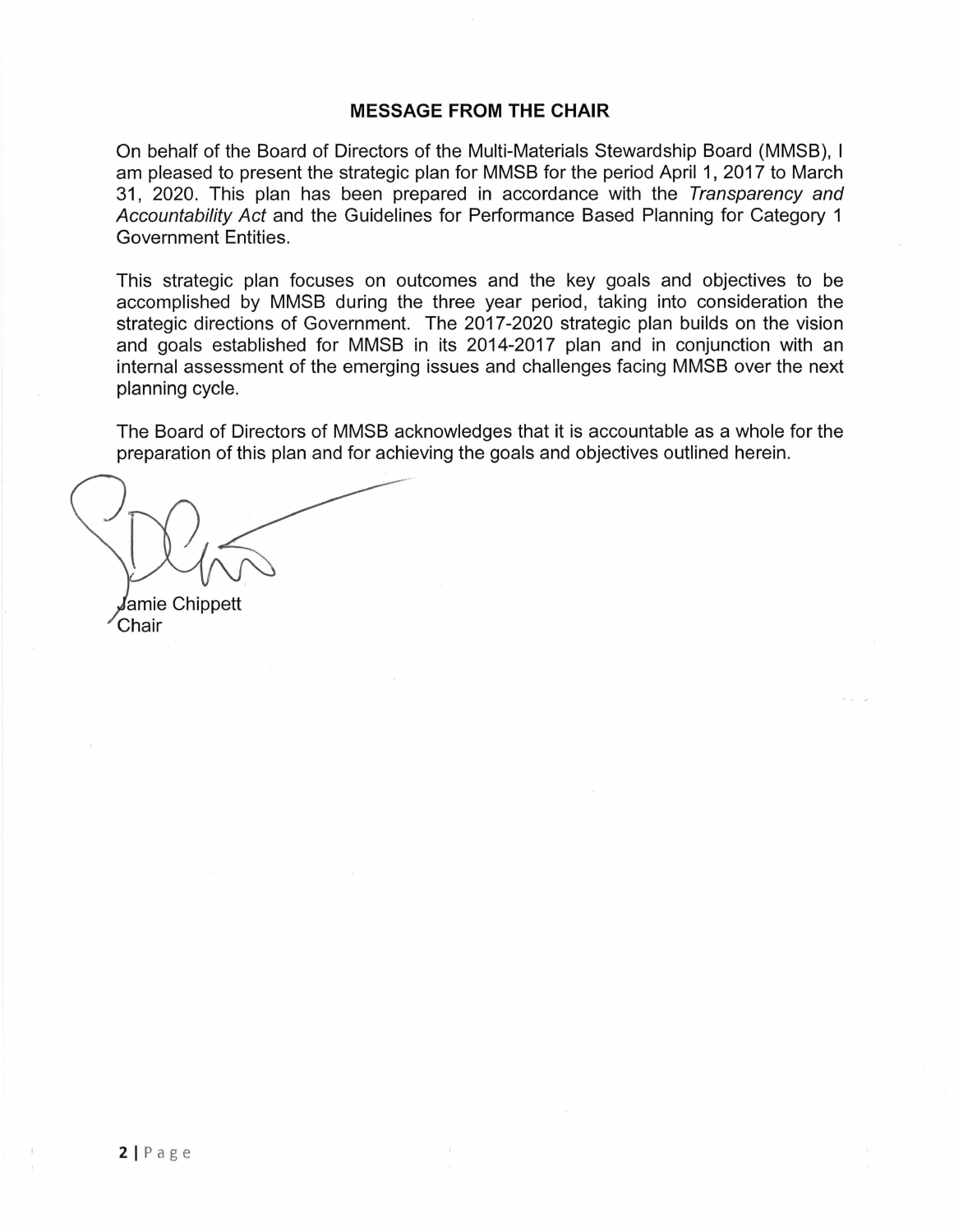## MESSAGE FROM THE CHAIR

On behalf of the Board of Directors of the Multi-Materials Stewardship Board (MMSB), I am pleased to present the strategic plan for MMSB for the period April 1, 2017 to March 31, 2020. This plan has been prepared in accordance with the *Transparency and Accountability Act* and the Guidelines for Performance Based Planning for Category 1 Government Entities.

This strategic plan focuses on outcomes and the key goals and objectives to be accomplished by MMSB during the three year period, taking into consideration the strategic directions of Government. The 2017-2020 strategic plan builds on the vision and goals established for MMSB in its 2014-2017 plan and in conjunction with an internal assessment of the emerging issues and challenges facing MMSB over the next planning cycle.

The Board of Directors of MMSB acknowledges that it is accountable as a whole for the preparation of this plan and for achieving the goals and objectives outlined herein.

Jamie Chippett
Chair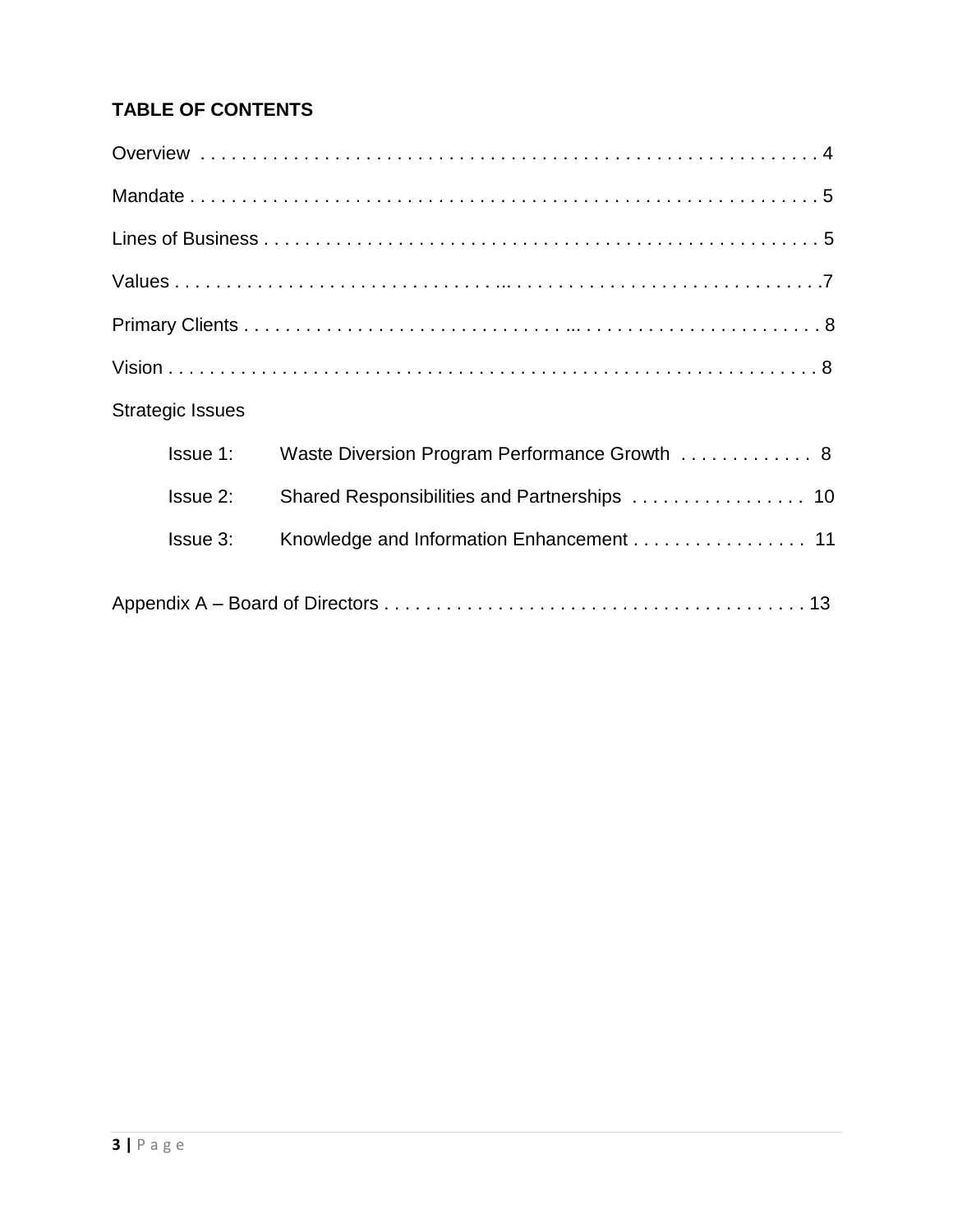## TABLE OF CONTENTS

Overview . . . . . . . . . . . . . . . . . . . . . . . . . . . . . . . . . . . . . . . . . . . . . . . . . . . . . . . . . . . . 4

Mandate . . . . . . . . . . . . . . . . . . . . . . . . . . . . . . . . . . . . . . . . . . . . . . . . . . . . . . . . . . . . . 5

Lines of Business . . . . . . . . . . . . . . . . . . . . . . . . . . . . . . . . . . . . . . . . . . . . . . . . . . . . . . 5

Values . . . . . . . . . . . . . . . . . . . . . . . . . . . . . ... . . . . . . . . . . . . . . . . . . . . . . . . . . . . . .7

Primary Clients . . . . . . . . . . . . . . . . . . . . . . . . . . . . . ... . . . . . . . . . . . . . . . . . . . . . . . . 8

Vision . . . . . . . . . . . . . . . . . . . . . . . . . . . . . . . . . . . . . . . . . . . . . . . . . . . . . . . . . . . . . . . 8

Strategic Issues

- Issue 1: Waste Diversion Program Performance Growth . . . . . . . . . . . . . 8
- Issue 2: Shared Responsibilities and Partnerships . . . . . . . . . . . . . . . . . 10
- Issue 3: Knowledge and Information Enhancement . . . . . . . . . . . . . . . . . 11

Appendix A – Board of Directors . . . . . . . . . . . . . . . . . . . . . . . . . . . . . . . . . . . . . . . . . 13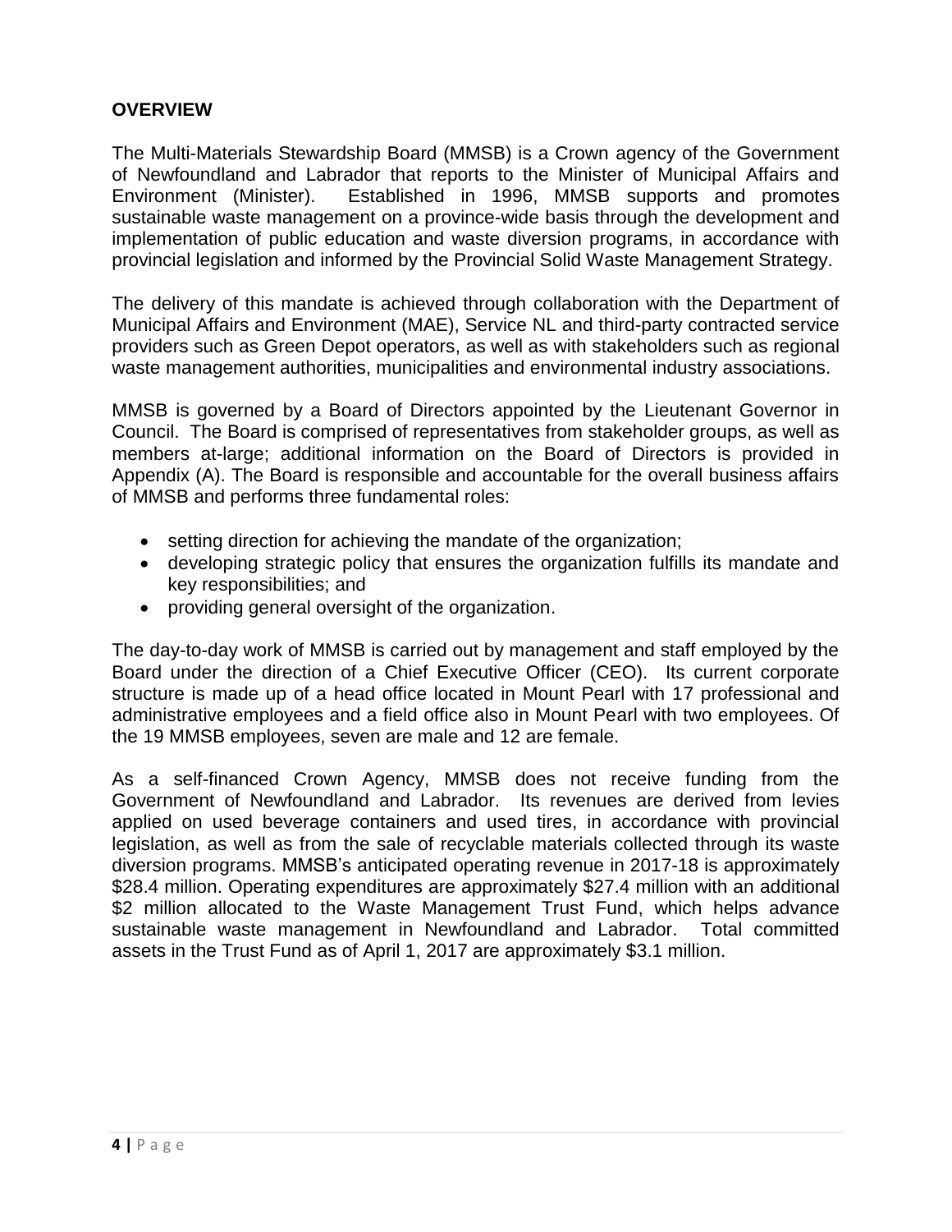## OVERVIEW

The Multi-Materials Stewardship Board (MMSB) is a Crown agency of the Government of Newfoundland and Labrador that reports to the Minister of Municipal Affairs and Environment (Minister). Established in 1996, MMSB supports and promotes sustainable waste management on a province-wide basis through the development and implementation of public education and waste diversion programs, in accordance with provincial legislation and informed by the Provincial Solid Waste Management Strategy.

The delivery of this mandate is achieved through collaboration with the Department of Municipal Affairs and Environment (MAE), Service NL and third-party contracted service providers such as Green Depot operators, as well as with stakeholders such as regional waste management authorities, municipalities and environmental industry associations.

MMSB is governed by a Board of Directors appointed by the Lieutenant Governor in Council. The Board is comprised of representatives from stakeholder groups, as well as members at-large; additional information on the Board of Directors is provided in Appendix (A). The Board is responsible and accountable for the overall business affairs of MMSB and performs three fundamental roles:

- setting direction for achieving the mandate of the organization;
- developing strategic policy that ensures the organization fulfills its mandate and key responsibilities; and
- providing general oversight of the organization.

The day-to-day work of MMSB is carried out by management and staff employed by the Board under the direction of a Chief Executive Officer (CEO). Its current corporate structure is made up of a head office located in Mount Pearl with 17 professional and administrative employees and a field office also in Mount Pearl with two employees. Of the 19 MMSB employees, seven are male and 12 are female.

As a self-financed Crown Agency, MMSB does not receive funding from the Government of Newfoundland and Labrador. Its revenues are derived from levies applied on used beverage containers and used tires, in accordance with provincial legislation, as well as from the sale of recyclable materials collected through its waste diversion programs. MMSB's anticipated operating revenue in 2017-18 is approximately $28.4 million. Operating expenditures are approximately $27.4 million with an additional $2 million allocated to the Waste Management Trust Fund, which helps advance sustainable waste management in Newfoundland and Labrador. Total committed assets in the Trust Fund as of April 1, 2017 are approximately $3.1 million.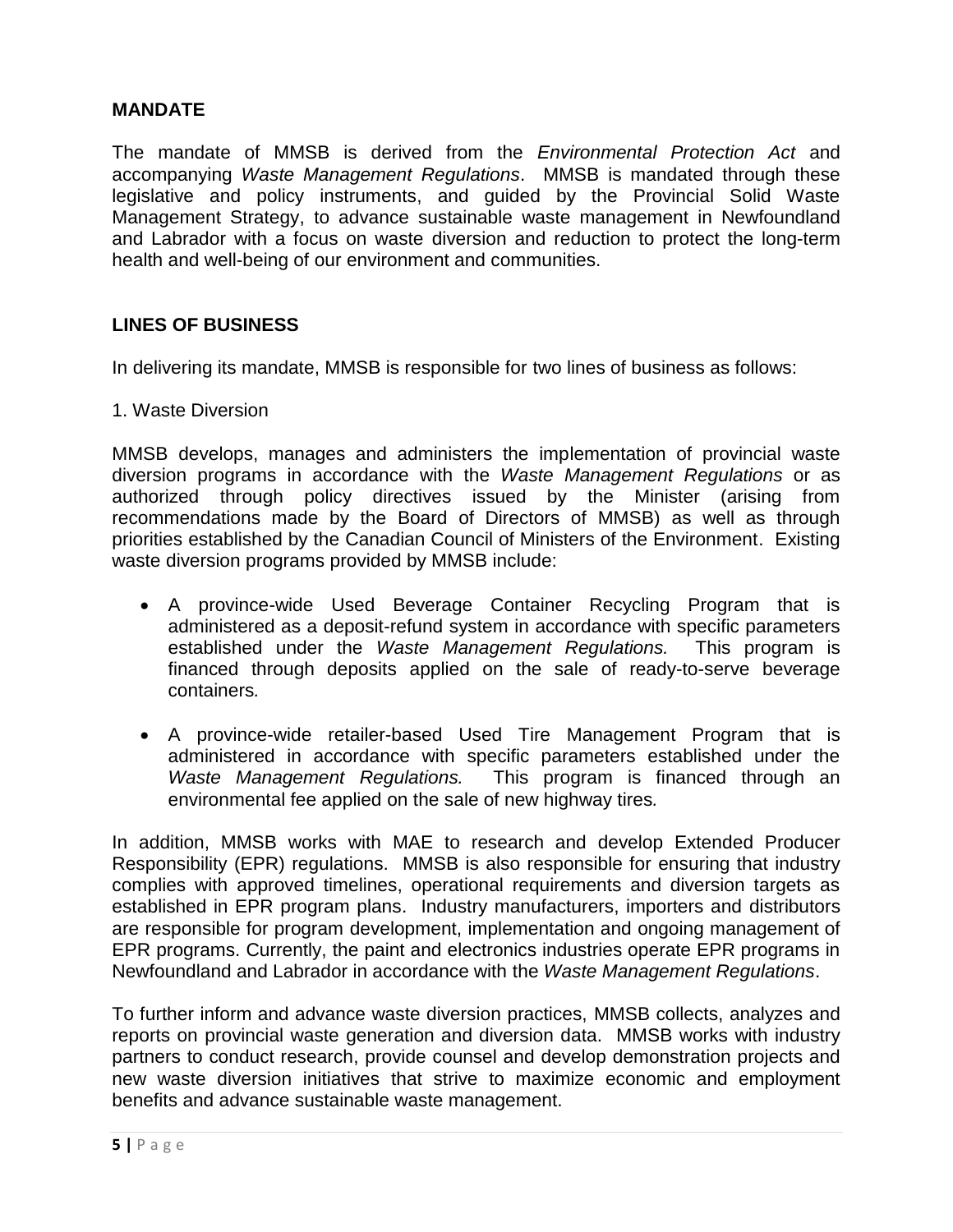## MANDATE

The mandate of MMSB is derived from the *Environmental Protection Act* and accompanying *Waste Management Regulations*. MMSB is mandated through these legislative and policy instruments, and guided by the Provincial Solid Waste Management Strategy, to advance sustainable waste management in Newfoundland and Labrador with a focus on waste diversion and reduction to protect the long-term health and well-being of our environment and communities.

## LINES OF BUSINESS

In delivering its mandate, MMSB is responsible for two lines of business as follows:

1. Waste Diversion

MMSB develops, manages and administers the implementation of provincial waste diversion programs in accordance with the *Waste Management Regulations* or as authorized through policy directives issued by the Minister (arising from recommendations made by the Board of Directors of MMSB) as well as through priorities established by the Canadian Council of Ministers of the Environment. Existing waste diversion programs provided by MMSB include:

- A province-wide Used Beverage Container Recycling Program that is administered as a deposit-refund system in accordance with specific parameters established under the *Waste Management Regulations.* This program is financed through deposits applied on the sale of ready-to-serve beverage containers.
- A province-wide retailer-based Used Tire Management Program that is administered in accordance with specific parameters established under the *Waste Management Regulations.* This program is financed through an environmental fee applied on the sale of new highway tires.

In addition, MMSB works with MAE to research and develop Extended Producer Responsibility (EPR) regulations. MMSB is also responsible for ensuring that industry complies with approved timelines, operational requirements and diversion targets as established in EPR program plans. Industry manufacturers, importers and distributors are responsible for program development, implementation and ongoing management of EPR programs. Currently, the paint and electronics industries operate EPR programs in Newfoundland and Labrador in accordance with the *Waste Management Regulations*.

To further inform and advance waste diversion practices, MMSB collects, analyzes and reports on provincial waste generation and diversion data. MMSB works with industry partners to conduct research, provide counsel and develop demonstration projects and new waste diversion initiatives that strive to maximize economic and employment benefits and advance sustainable waste management.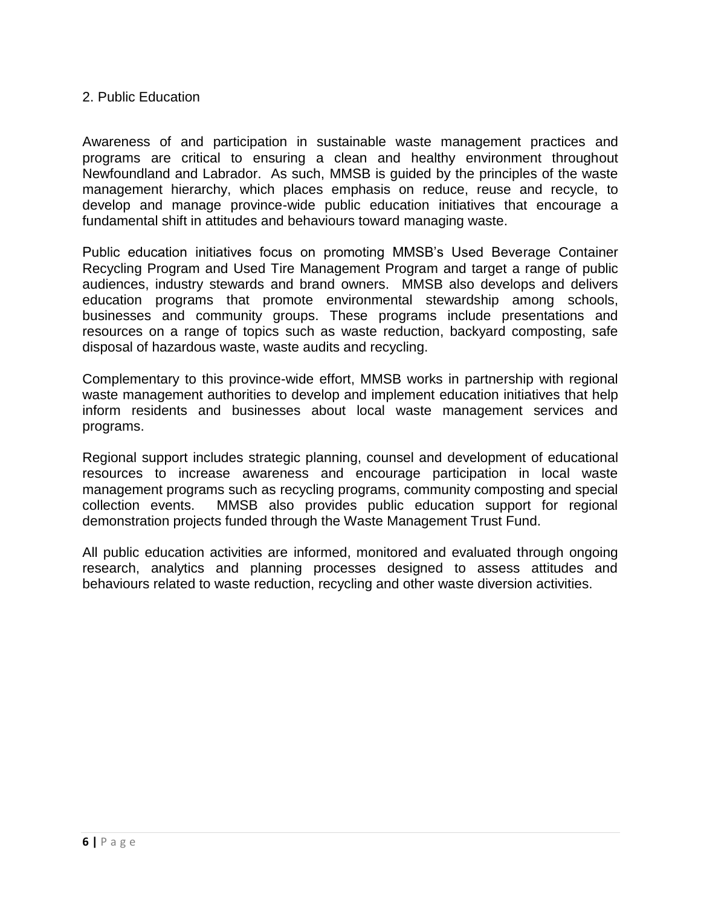## 2. Public Education

Awareness of and participation in sustainable waste management practices and programs are critical to ensuring a clean and healthy environment throughout Newfoundland and Labrador. As such, MMSB is guided by the principles of the waste management hierarchy, which places emphasis on reduce, reuse and recycle, to develop and manage province-wide public education initiatives that encourage a fundamental shift in attitudes and behaviours toward managing waste.

Public education initiatives focus on promoting MMSB's Used Beverage Container Recycling Program and Used Tire Management Program and target a range of public audiences, industry stewards and brand owners. MMSB also develops and delivers education programs that promote environmental stewardship among schools, businesses and community groups. These programs include presentations and resources on a range of topics such as waste reduction, backyard composting, safe disposal of hazardous waste, waste audits and recycling.

Complementary to this province-wide effort, MMSB works in partnership with regional waste management authorities to develop and implement education initiatives that help inform residents and businesses about local waste management services and programs.

Regional support includes strategic planning, counsel and development of educational resources to increase awareness and encourage participation in local waste management programs such as recycling programs, community composting and special collection events. MMSB also provides public education support for regional demonstration projects funded through the Waste Management Trust Fund.

All public education activities are informed, monitored and evaluated through ongoing research, analytics and planning processes designed to assess attitudes and behaviours related to waste reduction, recycling and other waste diversion activities.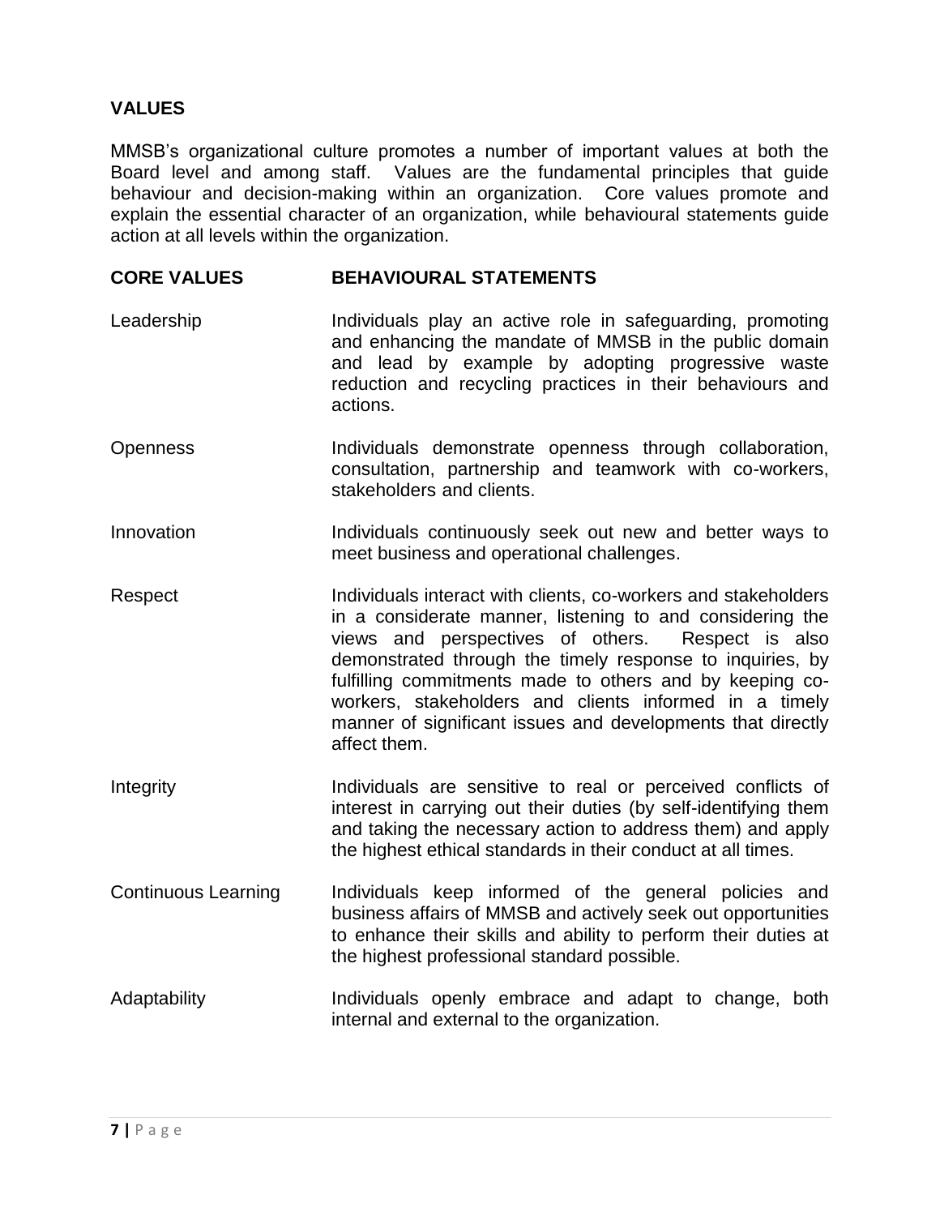## VALUES

MMSB's organizational culture promotes a number of important values at both the Board level and among staff. Values are the fundamental principles that guide behaviour and decision-making within an organization. Core values promote and explain the essential character of an organization, while behavioural statements guide action at all levels within the organization.

| CORE VALUES | BEHAVIOURAL STATEMENTS |
|---|---|
| Leadership | Individuals play an active role in safeguarding, promoting and enhancing the mandate of MMSB in the public domain and lead by example by adopting progressive waste reduction and recycling practices in their behaviours and actions. |
| Openness | Individuals demonstrate openness through collaboration, consultation, partnership and teamwork with co-workers, stakeholders and clients. |
| Innovation | Individuals continuously seek out new and better ways to meet business and operational challenges. |
| Respect | Individuals interact with clients, co-workers and stakeholders in a considerate manner, listening to and considering the views and perspectives of others. Respect is also demonstrated through the timely response to inquiries, by fulfilling commitments made to others and by keeping co-workers, stakeholders and clients informed in a timely manner of significant issues and developments that directly affect them. |
| Integrity | Individuals are sensitive to real or perceived conflicts of interest in carrying out their duties (by self-identifying them and taking the necessary action to address them) and apply the highest ethical standards in their conduct at all times. |
| Continuous Learning | Individuals keep informed of the general policies and business affairs of MMSB and actively seek out opportunities to enhance their skills and ability to perform their duties at the highest professional standard possible. |
| Adaptability | Individuals openly embrace and adapt to change, both internal and external to the organization. |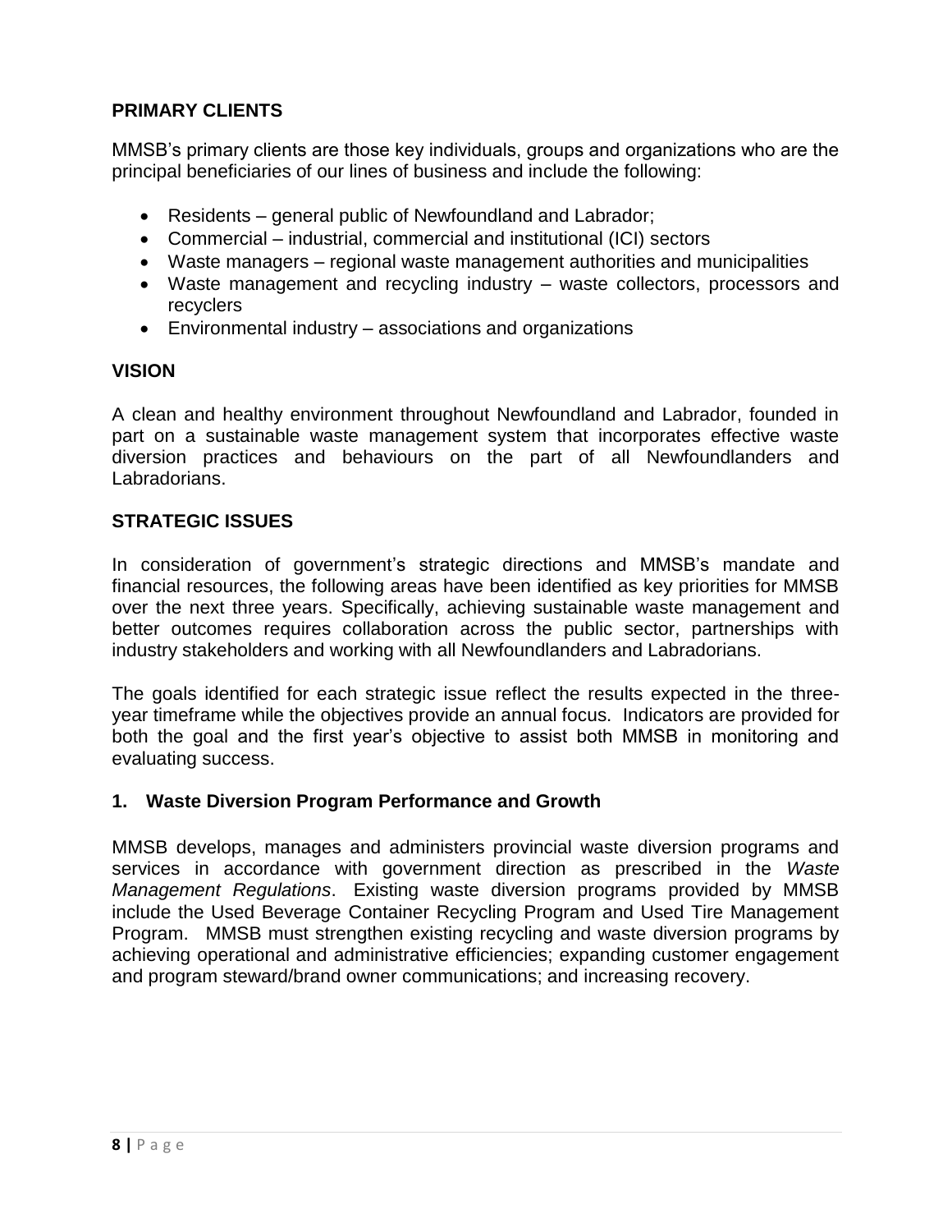## PRIMARY CLIENTS

MMSB's primary clients are those key individuals, groups and organizations who are the principal beneficiaries of our lines of business and include the following:

- Residents – general public of Newfoundland and Labrador;
- Commercial – industrial, commercial and institutional (ICI) sectors
- Waste managers – regional waste management authorities and municipalities
- Waste management and recycling industry – waste collectors, processors and recyclers
- Environmental industry – associations and organizations

## VISION

A clean and healthy environment throughout Newfoundland and Labrador, founded in part on a sustainable waste management system that incorporates effective waste diversion practices and behaviours on the part of all Newfoundlanders and Labradorians.

## STRATEGIC ISSUES

In consideration of government's strategic directions and MMSB's mandate and financial resources, the following areas have been identified as key priorities for MMSB over the next three years. Specifically, achieving sustainable waste management and better outcomes requires collaboration across the public sector, partnerships with industry stakeholders and working with all Newfoundlanders and Labradorians.

The goals identified for each strategic issue reflect the results expected in the three-year timeframe while the objectives provide an annual focus. Indicators are provided for both the goal and the first year's objective to assist both MMSB in monitoring and evaluating success.

### 1. Waste Diversion Program Performance and Growth

MMSB develops, manages and administers provincial waste diversion programs and services in accordance with government direction as prescribed in the *Waste Management Regulations*. Existing waste diversion programs provided by MMSB include the Used Beverage Container Recycling Program and Used Tire Management Program. MMSB must strengthen existing recycling and waste diversion programs by achieving operational and administrative efficiencies; expanding customer engagement and program steward/brand owner communications; and increasing recovery.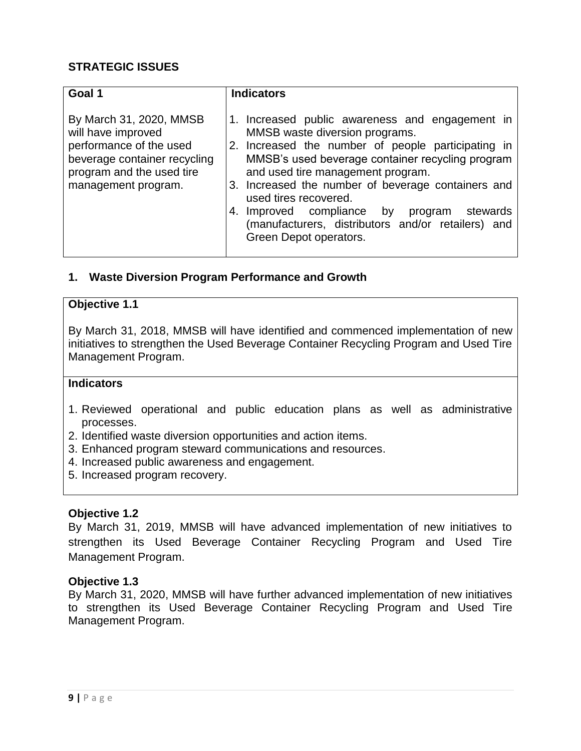## STRATEGIC ISSUES

| Goal 1 | Indicators |
| --- | --- |
| By March 31, 2020, MMSB will have improved performance of the used beverage container recycling program and the used tire management program. | 1. Increased public awareness and engagement in MMSB waste diversion programs.<br>2. Increased the number of people participating in MMSB's used beverage container recycling program and used tire management program.<br>3. Increased the number of beverage containers and used tires recovered.<br>4. Improved compliance by program stewards (manufacturers, distributors and/or retailers) and Green Depot operators. |

### 1. Waste Diversion Program Performance and Growth

| Objective 1.1 |
| --- |
| By March 31, 2018, MMSB will have identified and commenced implementation of new initiatives to strengthen the Used Beverage Container Recycling Program and Used Tire Management Program. |
| **Indicators** |
| 1. Reviewed operational and public education plans as well as administrative processes.<br>2. Identified waste diversion opportunities and action items.<br>3. Enhanced program steward communications and resources.<br>4. Increased public awareness and engagement.<br>5. Increased program recovery. |

**Objective 1.2**

By March 31, 2019, MMSB will have advanced implementation of new initiatives to strengthen its Used Beverage Container Recycling Program and Used Tire Management Program.

**Objective 1.3**

By March 31, 2020, MMSB will have further advanced implementation of new initiatives to strengthen its Used Beverage Container Recycling Program and Used Tire Management Program.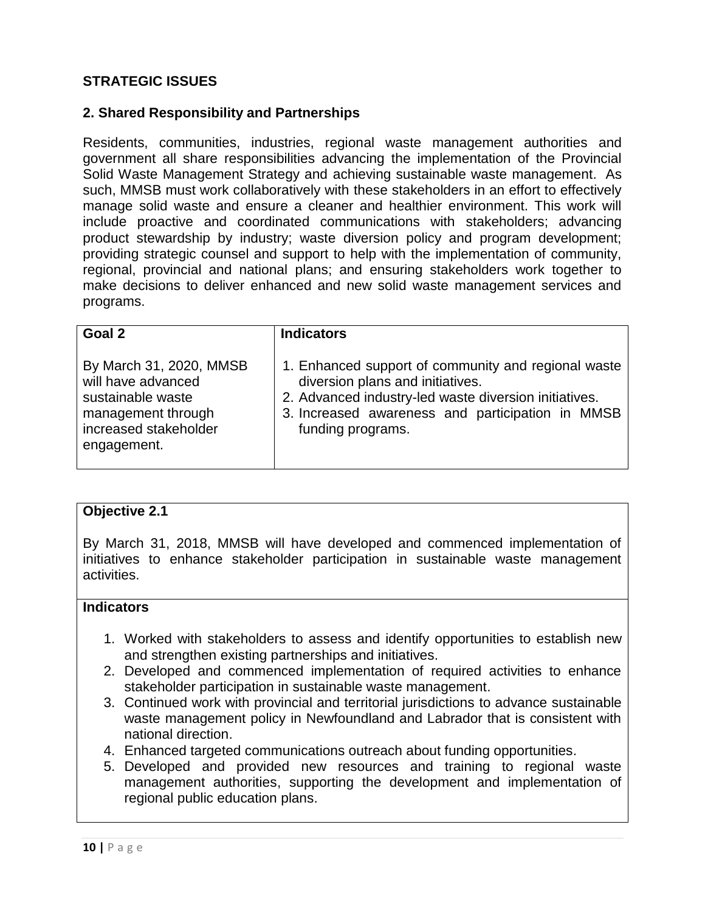## STRATEGIC ISSUES

### 2. Shared Responsibility and Partnerships

Residents, communities, industries, regional waste management authorities and government all share responsibilities advancing the implementation of the Provincial Solid Waste Management Strategy and achieving sustainable waste management. As such, MMSB must work collaboratively with these stakeholders in an effort to effectively manage solid waste and ensure a cleaner and healthier environment. This work will include proactive and coordinated communications with stakeholders; advancing product stewardship by industry; waste diversion policy and program development; providing strategic counsel and support to help with the implementation of community, regional, provincial and national plans; and ensuring stakeholders work together to make decisions to deliver enhanced and new solid waste management services and programs.

| **Goal 2** | **Indicators** |
| --- | --- |
| By March 31, 2020, MMSB will have advanced sustainable waste management through increased stakeholder engagement. | 1. Enhanced support of community and regional waste diversion plans and initiatives.<br>2. Advanced industry-led waste diversion initiatives.<br>3. Increased awareness and participation in MMSB funding programs. |

**Objective 2.1**

By March 31, 2018, MMSB will have developed and commenced implementation of initiatives to enhance stakeholder participation in sustainable waste management activities.

**Indicators**

1. Worked with stakeholders to assess and identify opportunities to establish new and strengthen existing partnerships and initiatives.
2. Developed and commenced implementation of required activities to enhance stakeholder participation in sustainable waste management.
3. Continued work with provincial and territorial jurisdictions to advance sustainable waste management policy in Newfoundland and Labrador that is consistent with national direction.
4. Enhanced targeted communications outreach about funding opportunities.
5. Developed and provided new resources and training to regional waste management authorities, supporting the development and implementation of regional public education plans.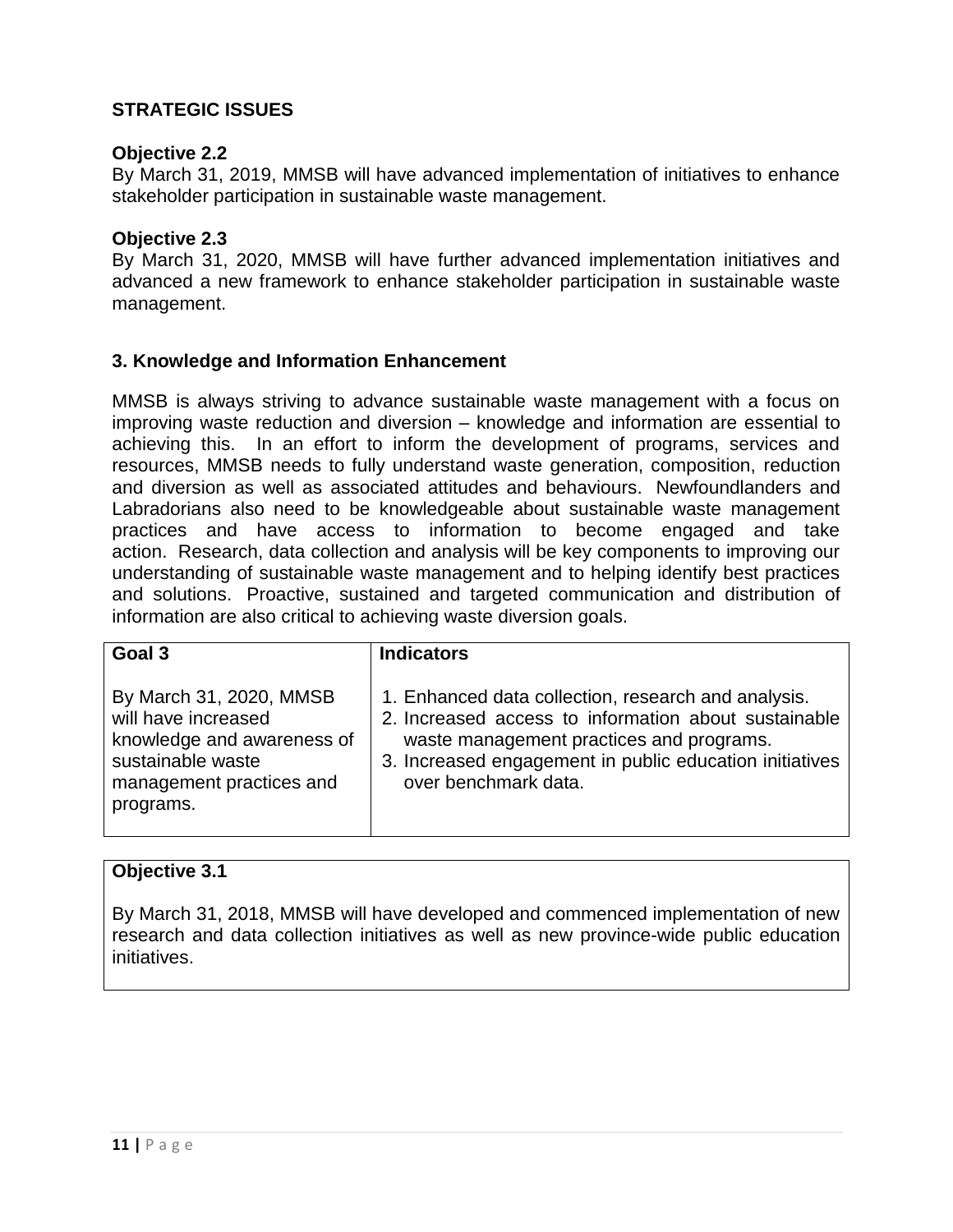**STRATEGIC ISSUES**

**Objective 2.2**
By March 31, 2019, MMSB will have advanced implementation of initiatives to enhance stakeholder participation in sustainable waste management.

**Objective 2.3**
By March 31, 2020, MMSB will have further advanced implementation initiatives and advanced a new framework to enhance stakeholder participation in sustainable waste management.

### 3. Knowledge and Information Enhancement

MMSB is always striving to advance sustainable waste management with a focus on improving waste reduction and diversion – knowledge and information are essential to achieving this. In an effort to inform the development of programs, services and resources, MMSB needs to fully understand waste generation, composition, reduction and diversion as well as associated attitudes and behaviours. Newfoundlanders and Labradorians also need to be knowledgeable about sustainable waste management practices and have access to information to become engaged and take action. Research, data collection and analysis will be key components to improving our understanding of sustainable waste management and to helping identify best practices and solutions. Proactive, sustained and targeted communication and distribution of information are also critical to achieving waste diversion goals.

| Goal 3 | Indicators |
|---|---|
| By March 31, 2020, MMSB will have increased knowledge and awareness of sustainable waste management practices and programs. | 1. Enhanced data collection, research and analysis.<br>2. Increased access to information about sustainable waste management practices and programs.<br>3. Increased engagement in public education initiatives over benchmark data. |

| Objective 3.1 |
|---|
| By March 31, 2018, MMSB will have developed and commenced implementation of new research and data collection initiatives as well as new province-wide public education initiatives. |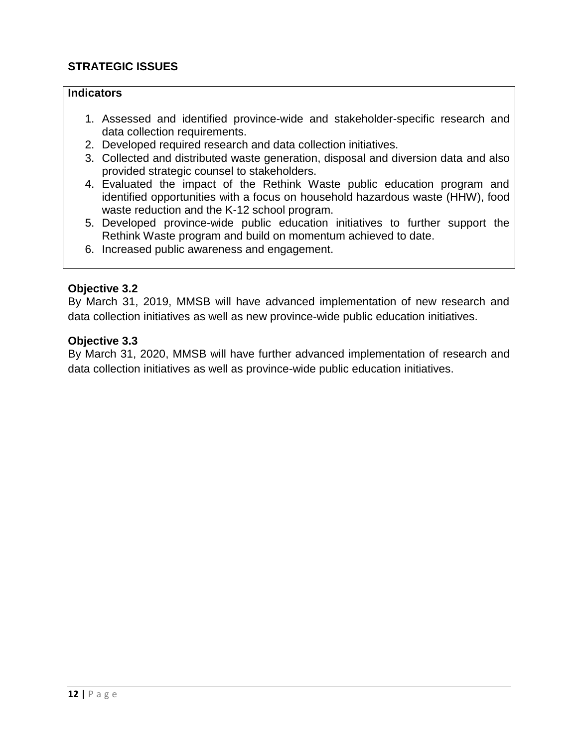## STRATEGIC ISSUES

**Indicators**

1. Assessed and identified province-wide and stakeholder-specific research and data collection requirements.
2. Developed required research and data collection initiatives.
3. Collected and distributed waste generation, disposal and diversion data and also provided strategic counsel to stakeholders.
4. Evaluated the impact of the Rethink Waste public education program and identified opportunities with a focus on household hazardous waste (HHW), food waste reduction and the K-12 school program.
5. Developed province-wide public education initiatives to further support the Rethink Waste program and build on momentum achieved to date.
6. Increased public awareness and engagement.

**Objective 3.2**

By March 31, 2019, MMSB will have advanced implementation of new research and data collection initiatives as well as new province-wide public education initiatives.

**Objective 3.3**

By March 31, 2020, MMSB will have further advanced implementation of research and data collection initiatives as well as province-wide public education initiatives.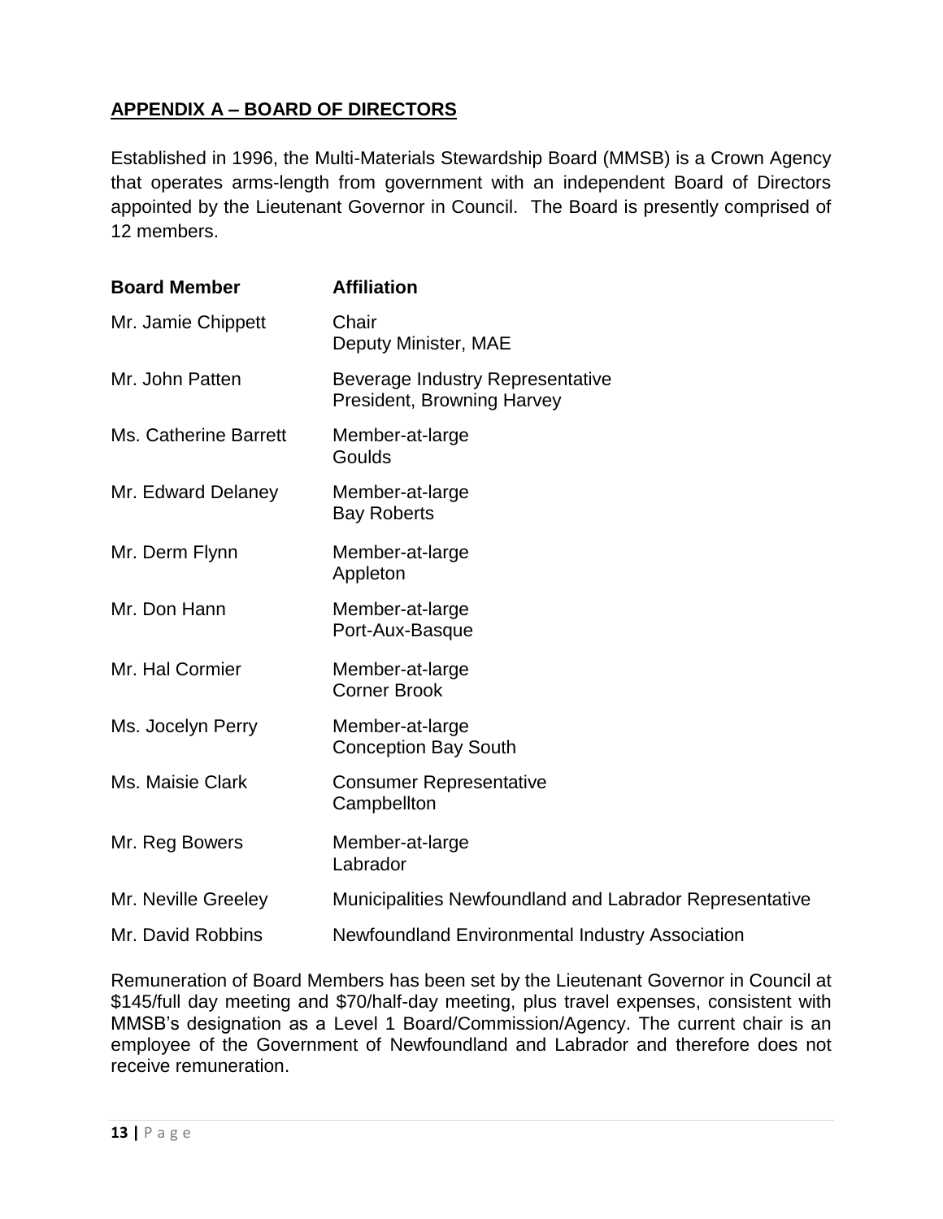## APPENDIX A – BOARD OF DIRECTORS

Established in 1996, the Multi-Materials Stewardship Board (MMSB) is a Crown Agency that operates arms-length from government with an independent Board of Directors appointed by the Lieutenant Governor in Council. The Board is presently comprised of 12 members.

| Board Member | Affiliation |
|---|---|
| Mr. Jamie Chippett | Chair<br>Deputy Minister, MAE |
| Mr. John Patten | Beverage Industry Representative<br>President, Browning Harvey |
| Ms. Catherine Barrett | Member-at-large<br>Goulds |
| Mr. Edward Delaney | Member-at-large<br>Bay Roberts |
| Mr. Derm Flynn | Member-at-large<br>Appleton |
| Mr. Don Hann | Member-at-large<br>Port-Aux-Basque |
| Mr. Hal Cormier | Member-at-large<br>Corner Brook |
| Ms. Jocelyn Perry | Member-at-large<br>Conception Bay South |
| Ms. Maisie Clark | Consumer Representative<br>Campbellton |
| Mr. Reg Bowers | Member-at-large<br>Labrador |
| Mr. Neville Greeley | Municipalities Newfoundland and Labrador Representative |
| Mr. David Robbins | Newfoundland Environmental Industry Association |

Remuneration of Board Members has been set by the Lieutenant Governor in Council at $145/full day meeting and $70/half-day meeting, plus travel expenses, consistent with MMSB's designation as a Level 1 Board/Commission/Agency. The current chair is an employee of the Government of Newfoundland and Labrador and therefore does not receive remuneration.